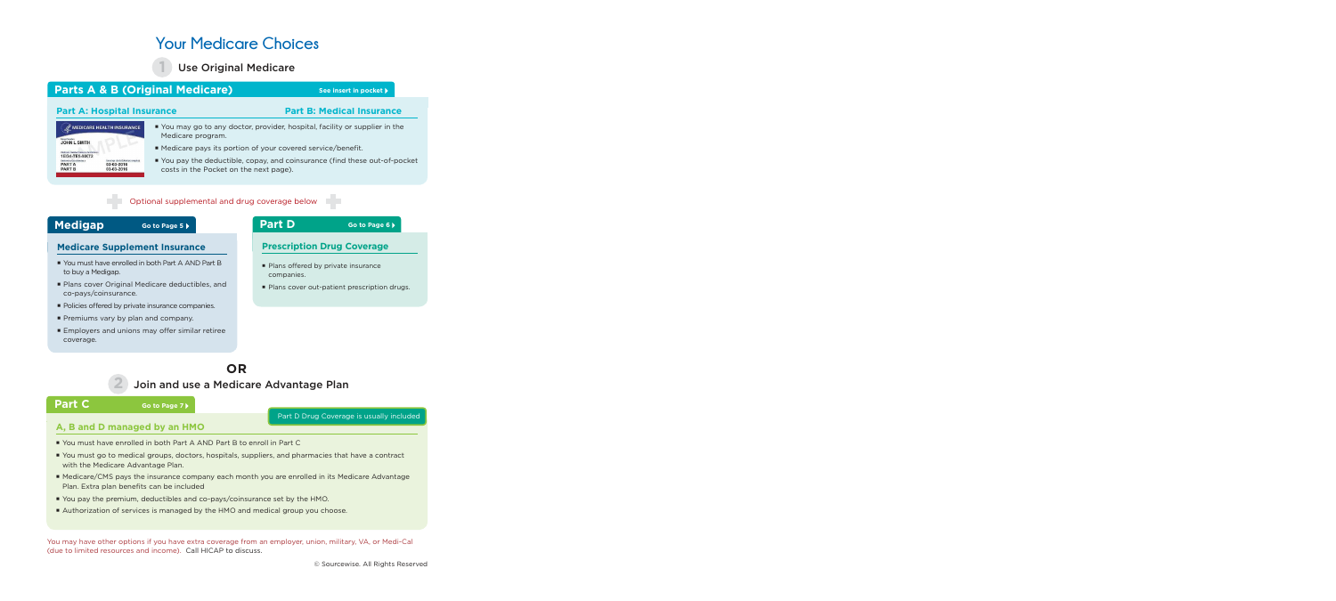# Your Medicare Choices

## 1 Use Original Medicare

### Parts A & B (Original Medicare)

See insert in pocket ▸

**Part A: Hospital Insurance** | **Part B: Medical Insurance**

MEDICARE HEALTH INSURANCE
JOHN L SMITH
1EG4-TE5-MK72
PART A 03-01-2016
PART B 03-01-2016
SAMPLE

- You may go to any doctor, provider, hospital, facility or supplier in the Medicare program.
- Medicare pays its portion of your covered service/benefit.
- You pay the deductible, copay, and coinsurance (find these out-of-pocket costs in the Pocket on the next page).

Optional supplemental and drug coverage below

### Medigap

Go to Page 5 ▸

**Medicare Supplement Insurance**

- You must have enrolled in both Part A AND Part B to buy a Medigap.
- Plans cover Original Medicare deductibles, and co-pays/coinsurance.
- Policies offered by private insurance companies.
- Premiums vary by plan and company.
- Employers and unions may offer similar retiree coverage.

### Part D

Go to Page 6 ▸

**Prescription Drug Coverage**

- Plans offered by private insurance companies.
- Plans cover out-patient prescription drugs.

**OR**

## 2 Join and use a Medicare Advantage Plan

### Part C

Go to Page 7 ▸

Part D Drug Coverage is usually included

**A, B and D managed by an HMO**

- You must have enrolled in both Part A AND Part B to enroll in Part C
- You must go to medical groups, doctors, hospitals, suppliers, and pharmacies that have a contract with the Medicare Advantage Plan.
- Medicare/CMS pays the insurance company each month you are enrolled in its Medicare Advantage Plan. Extra plan benefits can be included
- You pay the premium, deductibles and co-pays/coinsurance set by the HMO.
- Authorization of services is managed by the HMO and medical group you choose.

You may have other options if you have extra coverage from an employer, union, military, VA, or Medi-Cal (due to limited resources and income). Call HICAP to discuss.

© Sourcewise. All Rights Reserved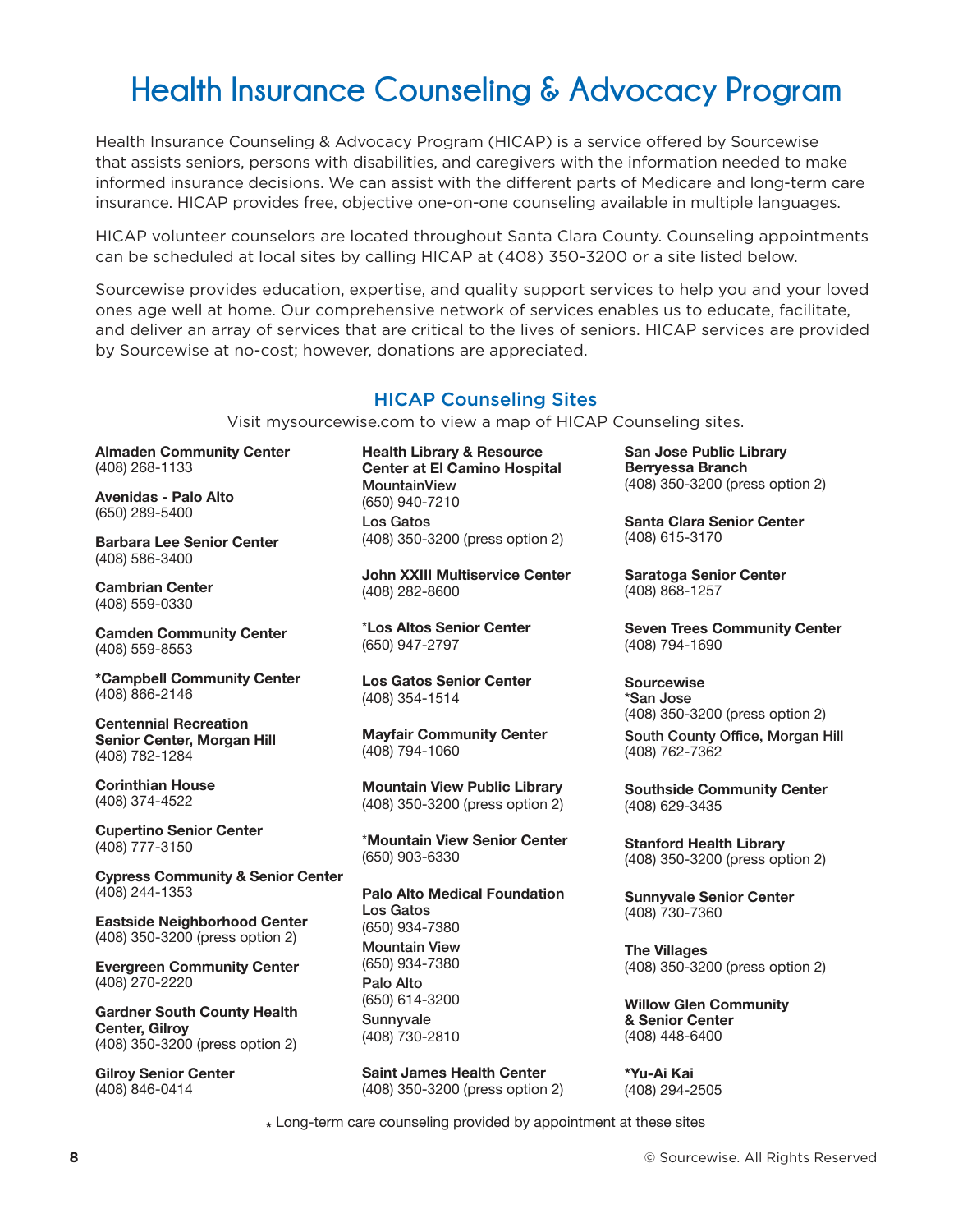# Health Insurance Counseling & Advocacy Program

Health Insurance Counseling & Advocacy Program (HICAP) is a service offered by Sourcewise that assists seniors, persons with disabilities, and caregivers with the information needed to make informed insurance decisions. We can assist with the different parts of Medicare and long-term care insurance. HICAP provides free, objective one-on-one counseling available in multiple languages.

HICAP volunteer counselors are located throughout Santa Clara County. Counseling appointments can be scheduled at local sites by calling HICAP at (408) 350-3200 or a site listed below.

Sourcewise provides education, expertise, and quality support services to help you and your loved ones age well at home. Our comprehensive network of services enables us to educate, facilitate, and deliver an array of services that are critical to the lives of seniors. HICAP services are provided by Sourcewise at no-cost; however, donations are appreciated.

## HICAP Counseling Sites

Visit mysourcewise.com to view a map of HICAP Counseling sites.

**Almaden Community Center**
(408) 268-1133

**Avenidas - Palo Alto**
(650) 289-5400

**Barbara Lee Senior Center**
(408) 586-3400

**Cambrian Center**
(408) 559-0330

**Camden Community Center**
(408) 559-8553

***Campbell Community Center**
(408) 866-2146

**Centennial Recreation Senior Center, Morgan Hill**
(408) 782-1284

**Corinthian House**
(408) 374-4522

**Cupertino Senior Center**
(408) 777-3150

**Cypress Community & Senior Center**
(408) 244-1353

**Eastside Neighborhood Center**
(408) 350-3200 (press option 2)

**Evergreen Community Center**
(408) 270-2220

**Gardner South County Health Center, Gilroy**
(408) 350-3200 (press option 2)

**Gilroy Senior Center**
(408) 846-0414

**Health Library & Resource Center at El Camino Hospital**
MountainView
(650) 940-7210
Los Gatos
(408) 350-3200 (press option 2)

**John XXIII Multiservice Center**
(408) 282-8600

***Los Altos Senior Center**
(650) 947-2797

**Los Gatos Senior Center**
(408) 354-1514

**Mayfair Community Center**
(408) 794-1060

**Mountain View Public Library**
(408) 350-3200 (press option 2)

***Mountain View Senior Center**
(650) 903-6330

**Palo Alto Medical Foundation**
Los Gatos
(650) 934-7380
Mountain View
(650) 934-7380
Palo Alto
(650) 614-3200
Sunnyvale
(408) 730-2810

**Saint James Health Center**
(408) 350-3200 (press option 2)

**San Jose Public Library Berryessa Branch**
(408) 350-3200 (press option 2)

**Santa Clara Senior Center**
(408) 615-3170

**Saratoga Senior Center**
(408) 868-1257

**Seven Trees Community Center**
(408) 794-1690

**Sourcewise**
*San Jose
(408) 350-3200 (press option 2)
South County Office, Morgan Hill
(408) 762-7362

**Southside Community Center**
(408) 629-3435

**Stanford Health Library**
(408) 350-3200 (press option 2)

**Sunnyvale Senior Center**
(408) 730-7360

**The Villages**
(408) 350-3200 (press option 2)

**Willow Glen Community & Senior Center**
(408) 448-6400

***Yu-Ai Kai**
(408) 294-2505

* Long-term care counseling provided by appointment at these sites

© Sourcewise. All Rights Reserved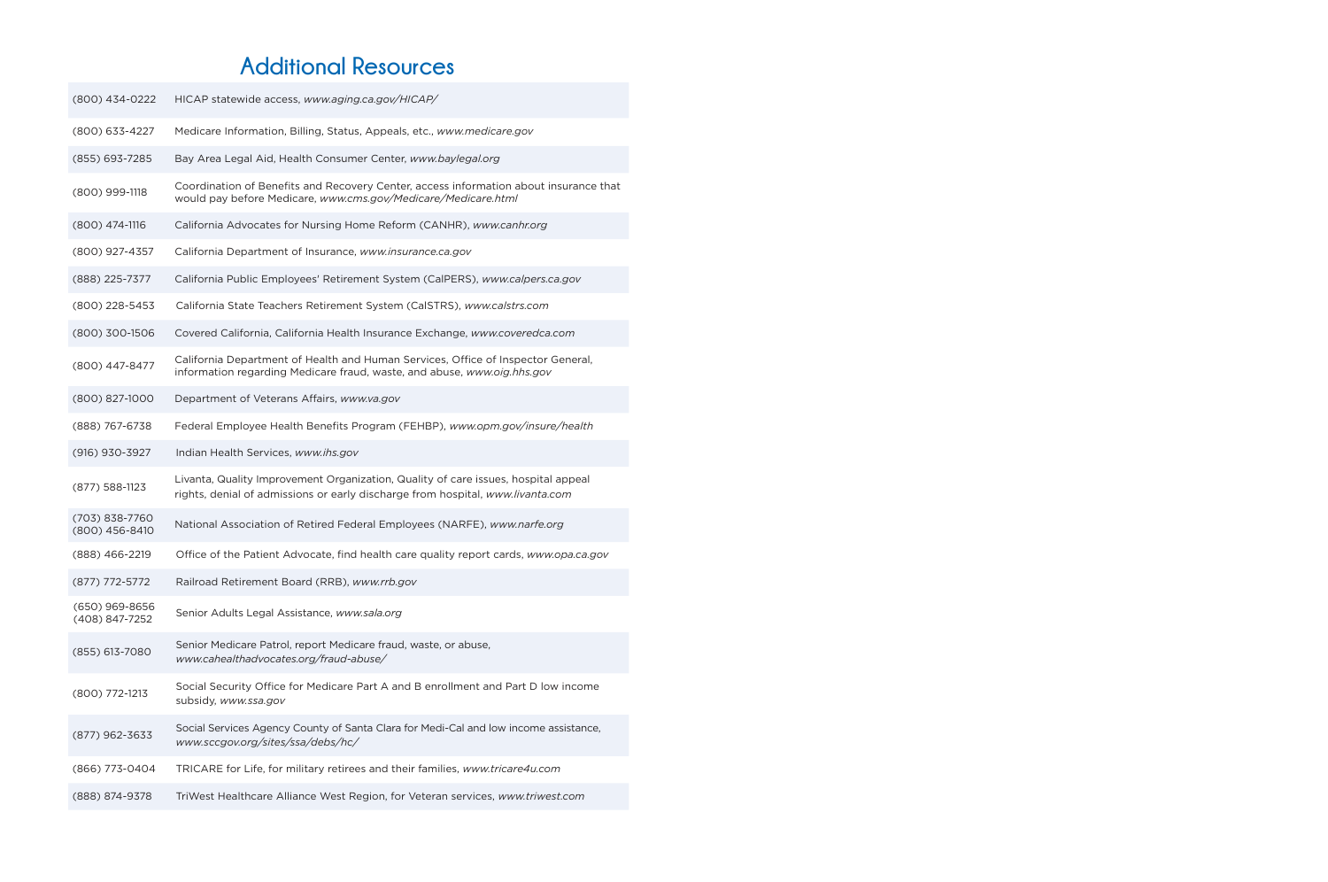# Additional Resources

| | |
|---|---|
| (800) 434-0222 | HICAP statewide access, *www.aging.ca.gov/HICAP/* |
| (800) 633-4227 | Medicare Information, Billing, Status, Appeals, etc., *www.medicare.gov* |
| (855) 693-7285 | Bay Area Legal Aid, Health Consumer Center, *www.baylegal.org* |
| (800) 999-1118 | Coordination of Benefits and Recovery Center, access information about insurance that would pay before Medicare, *www.cms.gov/Medicare/Medicare.html* |
| (800) 474-1116 | California Advocates for Nursing Home Reform (CANHR), *www.canhr.org* |
| (800) 927-4357 | California Department of Insurance, *www.insurance.ca.gov* |
| (888) 225-7377 | California Public Employees' Retirement System (CalPERS), *www.calpers.ca.gov* |
| (800) 228-5453 | California State Teachers Retirement System (CalSTRS), *www.calstrs.com* |
| (800) 300-1506 | Covered California, California Health Insurance Exchange, *www.coveredca.com* |
| (800) 447-8477 | California Department of Health and Human Services, Office of Inspector General, information regarding Medicare fraud, waste, and abuse, *www.oig.hhs.gov* |
| (800) 827-1000 | Department of Veterans Affairs, *www.va.gov* |
| (888) 767-6738 | Federal Employee Health Benefits Program (FEHBP), *www.opm.gov/insure/health* |
| (916) 930-3927 | Indian Health Services, *www.ihs.gov* |
| (877) 588-1123 | Livanta, Quality Improvement Organization, Quality of care issues, hospital appeal rights, denial of admissions or early discharge from hospital, *www.livanta.com* |
| (703) 838-7760<br>(800) 456-8410 | National Association of Retired Federal Employees (NARFE), *www.narfe.org* |
| (888) 466-2219 | Office of the Patient Advocate, find health care quality report cards, *www.opa.ca.gov* |
| (877) 772-5772 | Railroad Retirement Board (RRB), *www.rrb.gov* |
| (650) 969-8656<br>(408) 847-7252 | Senior Adults Legal Assistance, *www.sala.org* |
| (855) 613-7080 | Senior Medicare Patrol, report Medicare fraud, waste, or abuse, *www.cahealthadvocates.org/fraud-abuse/* |
| (800) 772-1213 | Social Security Office for Medicare Part A and B enrollment and Part D low income subsidy, *www.ssa.gov* |
| (877) 962-3633 | Social Services Agency County of Santa Clara for Medi-Cal and low income assistance, *www.sccgov.org/sites/ssa/debs/hc/* |
| (866) 773-0404 | TRICARE for Life, for military retirees and their families, *www.tricare4u.com* |
| (888) 874-9378 | TriWest Healthcare Alliance West Region, for Veteran services, *www.triwest.com* |